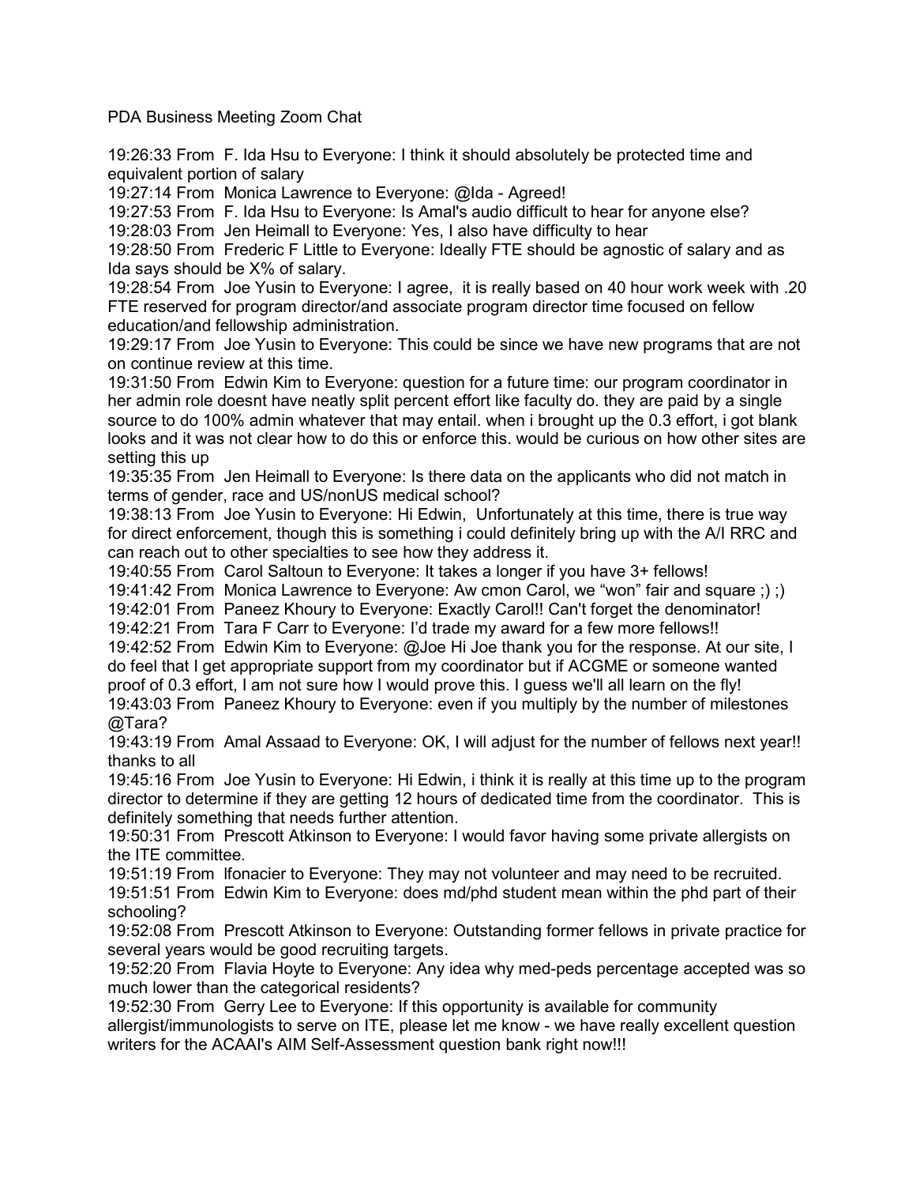PDA Business Meeting Zoom Chat

19:26:33 From F. Ida Hsu to Everyone: I think it should absolutely be protected time and equivalent portion of salary

19:27:14 From Monica Lawrence to Everyone: @Ida - Agreed!

19:27:53 From F. Ida Hsu to Everyone: Is Amal's audio difficult to hear for anyone else?

19:28:03 From Jen Heimall to Everyone: Yes, I also have difficulty to hear

19:28:50 From Frederic F Little to Everyone: Ideally FTE should be agnostic of salary and as Ida says should be X% of salary.

19:28:54 From Joe Yusin to Everyone: I agree, it is really based on 40 hour work week with .20 FTE reserved for program director/and associate program director time focused on fellow education/and fellowship administration.

19:29:17 From Joe Yusin to Everyone: This could be since we have new programs that are not on continue review at this time.

19:31:50 From Edwin Kim to Everyone: question for a future time: our program coordinator in her admin role doesnt have neatly split percent effort like faculty do. they are paid by a single source to do 100% admin whatever that may entail. when i brought up the 0.3 effort, i got blank looks and it was not clear how to do this or enforce this. would be curious on how other sites are setting this up

19:35:35 From Jen Heimall to Everyone: Is there data on the applicants who did not match in terms of gender, race and US/nonUS medical school?

19:38:13 From Joe Yusin to Everyone: Hi Edwin, Unfortunately at this time, there is true way for direct enforcement, though this is something i could definitely bring up with the A/I RRC and can reach out to other specialties to see how they address it.

19:40:55 From Carol Saltoun to Everyone: It takes a longer if you have 3+ fellows!

19:41:42 From Monica Lawrence to Everyone: Aw cmon Carol, we “won” fair and square ;) ;)

19:42:01 From Paneez Khoury to Everyone: Exactly Carol!! Can't forget the denominator!

19:42:21 From Tara F Carr to Everyone: I’d trade my award for a few more fellows!!

19:42:52 From Edwin Kim to Everyone: @Joe Hi Joe thank you for the response. At our site, I do feel that I get appropriate support from my coordinator but if ACGME or someone wanted proof of 0.3 effort, I am not sure how I would prove this. I guess we'll all learn on the fly!

19:43:03 From Paneez Khoury to Everyone: even if you multiply by the number of milestones @Tara?

19:43:19 From Amal Assaad to Everyone: OK, I will adjust for the number of fellows next year!! thanks to all

19:45:16 From Joe Yusin to Everyone: Hi Edwin, i think it is really at this time up to the program director to determine if they are getting 12 hours of dedicated time from the coordinator. This is definitely something that needs further attention.

19:50:31 From Prescott Atkinson to Everyone: I would favor having some private allergists on the ITE committee.

19:51:19 From lfonacier to Everyone: They may not volunteer and may need to be recruited.

19:51:51 From Edwin Kim to Everyone: does md/phd student mean within the phd part of their schooling?

19:52:08 From Prescott Atkinson to Everyone: Outstanding former fellows in private practice for several years would be good recruiting targets.

19:52:20 From Flavia Hoyte to Everyone: Any idea why med-peds percentage accepted was so much lower than the categorical residents?

19:52:30 From Gerry Lee to Everyone: If this opportunity is available for community allergist/immunologists to serve on ITE, please let me know - we have really excellent question writers for the ACAAI's AIM Self-Assessment question bank right now!!!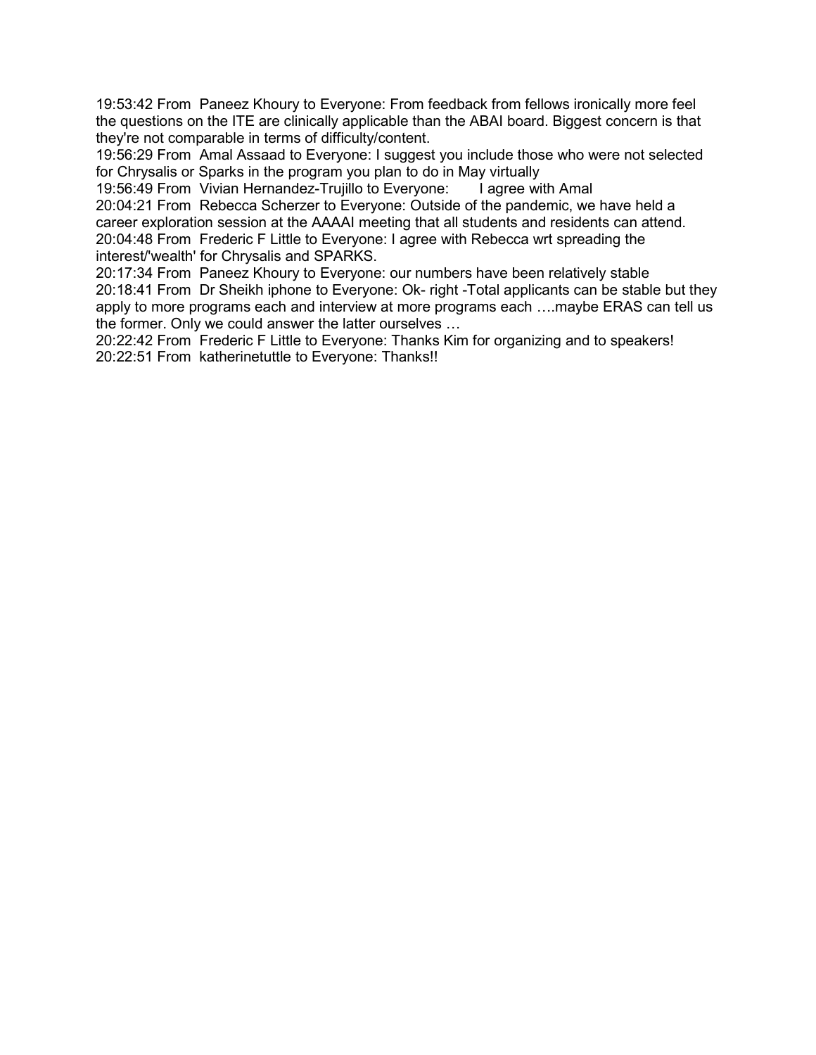19:53:42 From  Paneez Khoury to Everyone: From feedback from fellows ironically more feel the questions on the ITE are clinically applicable than the ABAI board. Biggest concern is that they're not comparable in terms of difficulty/content.

19:56:29 From  Amal Assaad to Everyone: I suggest you include those who were not selected for Chrysalis or Sparks in the program you plan to do in May virtually

19:56:49 From  Vivian Hernandez-Trujillo to Everyone:  I agree with Amal

20:04:21 From  Rebecca Scherzer to Everyone: Outside of the pandemic, we have held a career exploration session at the AAAAI meeting that all students and residents can attend.

20:04:48 From  Frederic F Little to Everyone: I agree with Rebecca wrt spreading the interest/'wealth' for Chrysalis and SPARKS.

20:17:34 From  Paneez Khoury to Everyone: our numbers have been relatively stable

20:18:41 From  Dr Sheikh iphone to Everyone: Ok- right -Total applicants can be stable but they apply to more programs each and interview at more programs each ….maybe ERAS can tell us the former. Only we could answer the latter ourselves …

20:22:42 From  Frederic F Little to Everyone: Thanks Kim for organizing and to speakers!

20:22:51 From  katherinetuttle to Everyone: Thanks!!